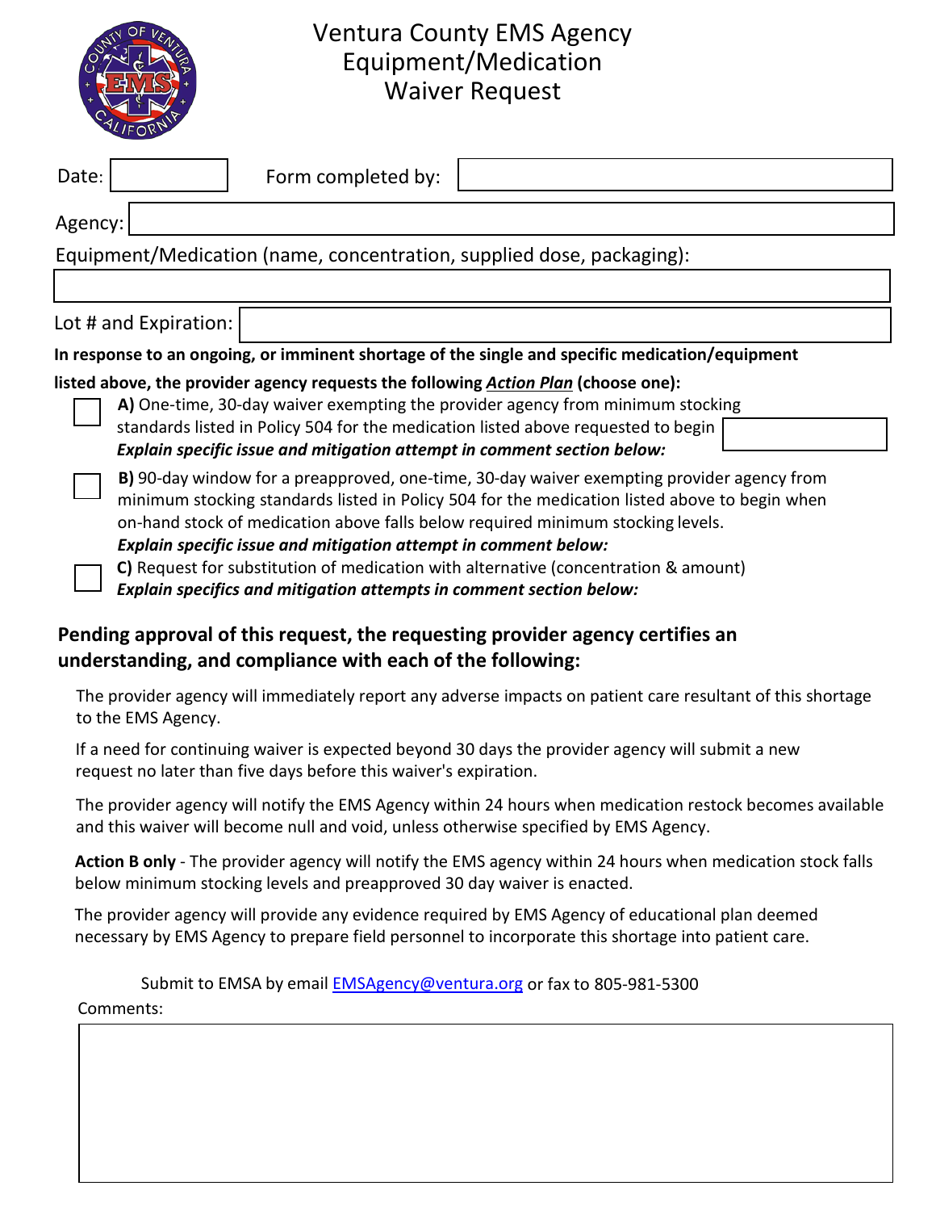# Ventura County EMS Agency Equipment/Medication Waiver Request

Date: ______ Form completed by: ______

Agency: ______

Equipment/Medication (name, concentration, supplied dose, packaging):

______

Lot # and Expiration: ______

**In response to an ongoing, or imminent shortage of the single and specific medication/equipment listed above, the provider agency requests the following *Action Plan* (choose one):**

- ☐ **A)** One-time, 30-day waiver exempting the provider agency from minimum stocking standards listed in Policy 504 for the medication listed above requested to begin ______
  ***Explain specific issue and mitigation attempt in comment section below:***
- ☐ **B)** 90-day window for a preapproved, one-time, 30-day waiver exempting provider agency from minimum stocking standards listed in Policy 504 for the medication listed above to begin when on-hand stock of medication above falls below required minimum stocking levels.
  ***Explain specific issue and mitigation attempt in comment below:***
- ☐ **C)** Request for substitution of medication with alternative (concentration & amount)
  ***Explain specifics and mitigation attempts in comment section below:***

## Pending approval of this request, the requesting provider agency certifies an understanding, and compliance with each of the following:

The provider agency will immediately report any adverse impacts on patient care resultant of this shortage to the EMS Agency.

If a need for continuing waiver is expected beyond 30 days the provider agency will submit a new request no later than five days before this waiver's expiration.

The provider agency will notify the EMS Agency within 24 hours when medication restock becomes available and this waiver will become null and void, unless otherwise specified by EMS Agency.

**Action B only** - The provider agency will notify the EMS agency within 24 hours when medication stock falls below minimum stocking levels and preapproved 30 day waiver is enacted.

The provider agency will provide any evidence required by EMS Agency of educational plan deemed necessary by EMS Agency to prepare field personnel to incorporate this shortage into patient care.

Submit to EMSA by email EMSAgency@ventura.org or fax to 805-981-5300

Comments:

______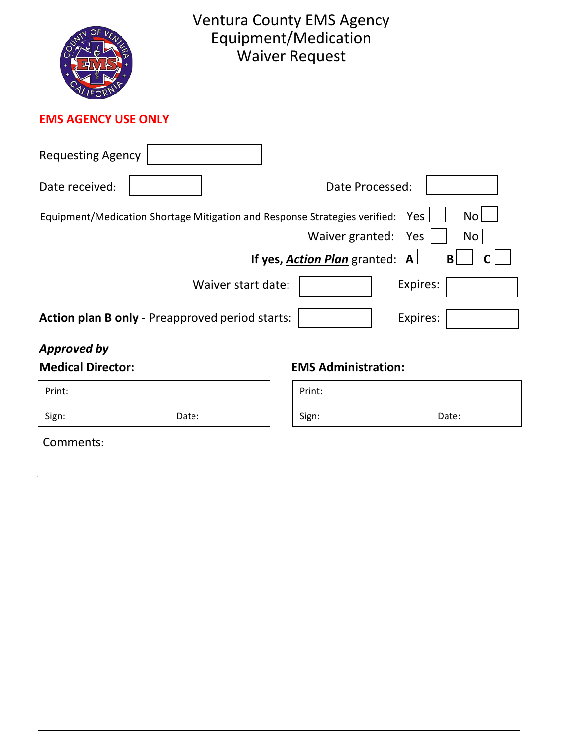# Ventura County EMS Agency Equipment/Medication Waiver Request

**EMS AGENCY USE ONLY**

Requesting Agency ☐

Date received: ☐ Date Processed: ☐

Equipment/Medication Shortage Mitigation and Response Strategies verified: Yes ☐ No ☐

Waiver granted: Yes ☐ No ☐

**If yes, *Action Plan*** granted: **A** ☐ **B** ☐ **C** ☐

Waiver start date: ☐ Expires: ☐

**Action plan B only** - Preapproved period starts: ☐ Expires: ☐

***Approved by***

**Medical Director:**

Print:

Sign: Date:

**EMS Administration:**

Print:

Sign: Date:

Comments: